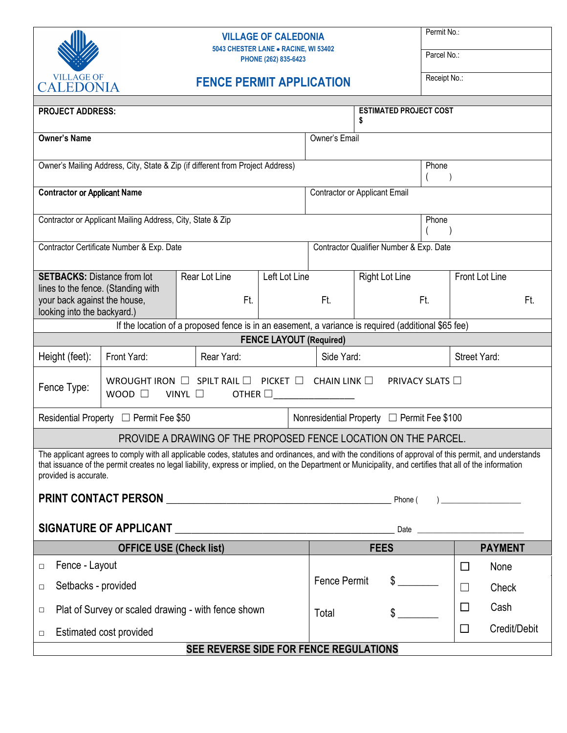# VILLAGE OF CALEDONIA

5043 CHESTER LANE • RACINE, WI 53402
PHONE (262) 835-6423

## FENCE PERMIT APPLICATION

Permit No.:

Parcel No.:

Receipt No.:

| | |
|---|---|
| **PROJECT ADDRESS:** | **ESTIMATED PROJECT COST** $ |
| **Owner's Name** | Owner's Email |
| Owner's Mailing Address, City, State & Zip (if different from Project Address) | Phone ( ) |
| **Contractor or Applicant Name** | Contractor or Applicant Email |
| Contractor or Applicant Mailing Address, City, State & Zip | Phone ( ) |
| Contractor Certificate Number & Exp. Date | Contractor Qualifier Number & Exp. Date |

| **SETBACKS:** Distance from lot lines to the fence. (Standing with your back against the house, looking into the backyard.) | Rear Lot Line | Left Lot Line | Right Lot Line | Front Lot Line |
|---|---|---|---|---|
| | Ft. | Ft. | Ft. | Ft. |

If the location of a proposed fence is in an easement, a variance is required (additional $65 fee)

**FENCE LAYOUT (Required)**

| Height (feet): | Front Yard: | Rear Yard: | Side Yard: | Street Yard: |
|---|---|---|---|---|

Fence Type: WROUGHT IRON ☐ SPILT RAIL ☐ PICKET ☐ CHAIN LINK ☐ PRIVACY SLATS ☐ WOOD ☐ VINYL ☐ OTHER ☐_______________

Residential Property ☐ Permit Fee $50 | Nonresidential Property ☐ Permit Fee $100

PROVIDE A DRAWING OF THE PROPOSED FENCE LOCATION ON THE PARCEL.

The applicant agrees to comply with all applicable codes, statutes and ordinances, and with the conditions of approval of this permit, and understands that issuance of the permit creates no legal liability, express or implied, on the Department or Municipality, and certifies that all of the information provided is accurate.

**PRINT CONTACT PERSON** ________________________________________ Phone ( ) _________________

**SIGNATURE OF APPLICANT** ______________________________________ Date ______________________

| OFFICE USE (Check list) | FEES | PAYMENT |
|---|---|---|
| ☐ Fence - Layout | | ☐ None |
| ☐ Setbacks - provided | Fence Permit $ ________ | ☐ Check |
| ☐ Plat of Survey or scaled drawing - with fence shown | Total $ ________ | ☐ Cash |
| ☐ Estimated cost provided | | ☐ Credit/Debit |

**SEE REVERSE SIDE FOR FENCE REGULATIONS**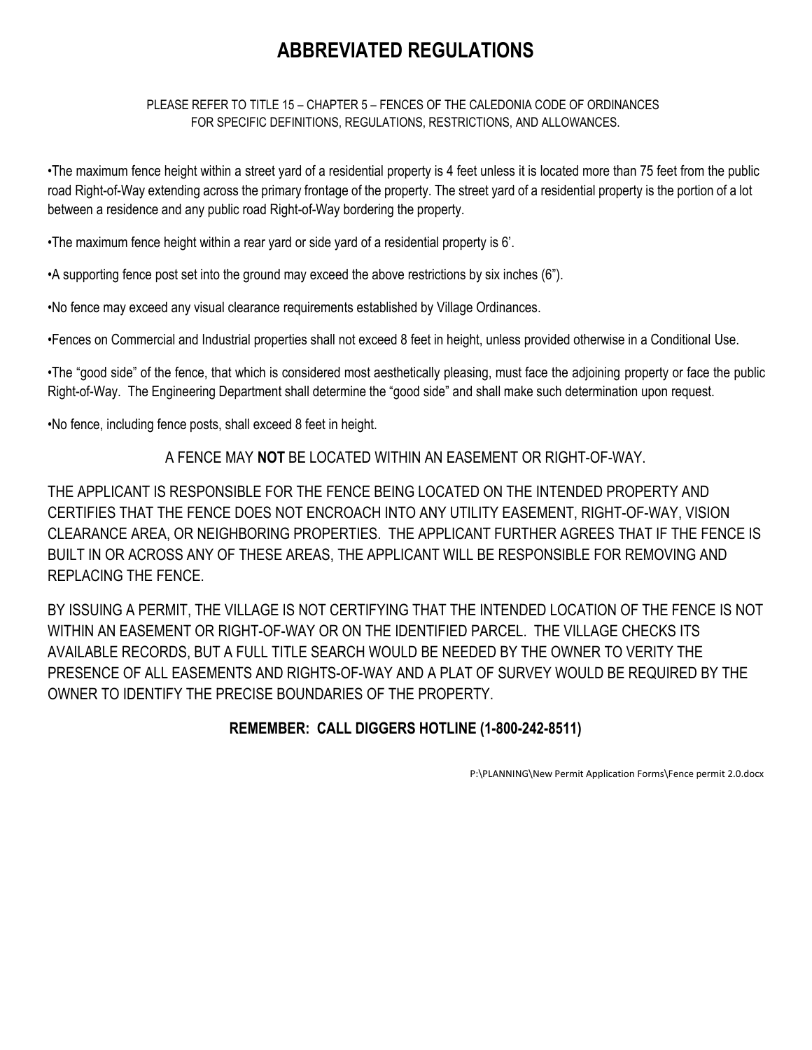# ABBREVIATED REGULATIONS

PLEASE REFER TO TITLE 15 – CHAPTER 5 – FENCES OF THE CALEDONIA CODE OF ORDINANCES FOR SPECIFIC DEFINITIONS, REGULATIONS, RESTRICTIONS, AND ALLOWANCES.

•The maximum fence height within a street yard of a residential property is 4 feet unless it is located more than 75 feet from the public road Right-of-Way extending across the primary frontage of the property. The street yard of a residential property is the portion of a lot between a residence and any public road Right-of-Way bordering the property.

•The maximum fence height within a rear yard or side yard of a residential property is 6'.

•A supporting fence post set into the ground may exceed the above restrictions by six inches (6").

•No fence may exceed any visual clearance requirements established by Village Ordinances.

•Fences on Commercial and Industrial properties shall not exceed 8 feet in height, unless provided otherwise in a Conditional Use.

•The "good side" of the fence, that which is considered most aesthetically pleasing, must face the adjoining property or face the public Right-of-Way. The Engineering Department shall determine the "good side" and shall make such determination upon request.

•No fence, including fence posts, shall exceed 8 feet in height.

A FENCE MAY **NOT** BE LOCATED WITHIN AN EASEMENT OR RIGHT-OF-WAY.

THE APPLICANT IS RESPONSIBLE FOR THE FENCE BEING LOCATED ON THE INTENDED PROPERTY AND CERTIFIES THAT THE FENCE DOES NOT ENCROACH INTO ANY UTILITY EASEMENT, RIGHT-OF-WAY, VISION CLEARANCE AREA, OR NEIGHBORING PROPERTIES. THE APPLICANT FURTHER AGREES THAT IF THE FENCE IS BUILT IN OR ACROSS ANY OF THESE AREAS, THE APPLICANT WILL BE RESPONSIBLE FOR REMOVING AND REPLACING THE FENCE.

BY ISSUING A PERMIT, THE VILLAGE IS NOT CERTIFYING THAT THE INTENDED LOCATION OF THE FENCE IS NOT WITHIN AN EASEMENT OR RIGHT-OF-WAY OR ON THE IDENTIFIED PARCEL. THE VILLAGE CHECKS ITS AVAILABLE RECORDS, BUT A FULL TITLE SEARCH WOULD BE NEEDED BY THE OWNER TO VERITY THE PRESENCE OF ALL EASEMENTS AND RIGHTS-OF-WAY AND A PLAT OF SURVEY WOULD BE REQUIRED BY THE OWNER TO IDENTIFY THE PRECISE BOUNDARIES OF THE PROPERTY.

**REMEMBER: CALL DIGGERS HOTLINE (1-800-242-8511)**

P:\PLANNING\New Permit Application Forms\Fence permit 2.0.docx